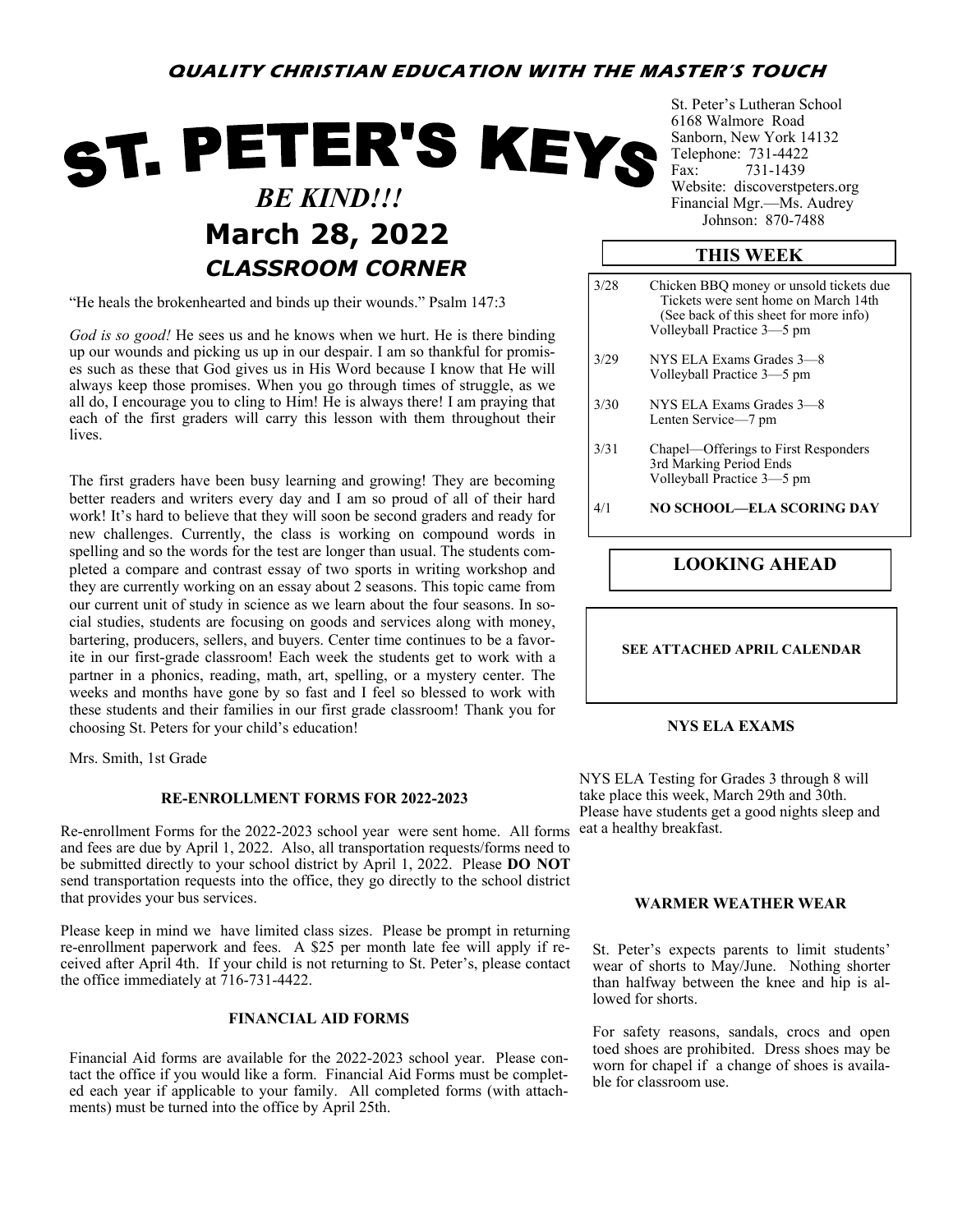**QUALITY CHRISTIAN EDUCATION WITH THE MASTER'S TOUCH**

# ST. PETER'S KEYS

***BE KIND!!!***

## March 28, 2022

### *CLASSROOM CORNER*

"He heals the brokenhearted and binds up their wounds." Psalm 147:3

*God is so good!* He sees us and he knows when we hurt. He is there binding up our wounds and picking us up in our despair. I am so thankful for promises such as these that God gives us in His Word because I know that He will always keep those promises. When you go through times of struggle, as we all do, I encourage you to cling to Him! He is always there! I am praying that each of the first graders will carry this lesson with them throughout their lives.

The first graders have been busy learning and growing! They are becoming better readers and writers every day and I am so proud of all of their hard work! It's hard to believe that they will soon be second graders and ready for new challenges. Currently, the class is working on compound words in spelling and so the words for the test are longer than usual. The students completed a compare and contrast essay of two sports in writing workshop and they are currently working on an essay about 2 seasons. This topic came from our current unit of study in science as we learn about the four seasons. In social studies, students are focusing on goods and services along with money, bartering, producers, sellers, and buyers. Center time continues to be a favorite in our first-grade classroom! Each week the students get to work with a partner in a phonics, reading, math, art, spelling, or a mystery center. The weeks and months have gone by so fast and I feel so blessed to work with these students and their families in our first grade classroom! Thank you for choosing St. Peters for your child's education!

Mrs. Smith, 1st Grade

### RE-ENROLLMENT FORMS FOR 2022-2023

Re-enrollment Forms for the 2022-2023 school year were sent home. All forms and fees are due by April 1, 2022. Also, all transportation requests/forms need to be submitted directly to your school district by April 1, 2022. Please **DO NOT** send transportation requests into the office, they go directly to the school district that provides your bus services.

Please keep in mind we have limited class sizes. Please be prompt in returning re-enrollment paperwork and fees. A $25 per month late fee will apply if received after April 4th. If your child is not returning to St. Peter's, please contact the office immediately at 716-731-4422.

### FINANCIAL AID FORMS

Financial Aid forms are available for the 2022-2023 school year. Please contact the office if you would like a form. Financial Aid Forms must be completed each year if applicable to your family. All completed forms (with attachments) must be turned into the office by April 25th.

St. Peter's Lutheran School
6168 Walmore Road
Sanborn, New York 14132
Telephone: 731-4422
Fax: 731-1439
Website: discoverstpeters.org
Financial Mgr.—Ms. Audrey Johnson: 870-7488

### THIS WEEK

| | |
|---|---|
| 3/28 | Chicken BBQ money or unsold tickets due<br>Tickets were sent home on March 14th<br>(See back of this sheet for more info)<br>Volleyball Practice 3—5 pm |
| 3/29 | NYS ELA Exams Grades 3—8<br>Volleyball Practice 3—5 pm |
| 3/30 | NYS ELA Exams Grades 3—8<br>Lenten Service—7 pm |
| 3/31 | Chapel—Offerings to First Responders<br>3rd Marking Period Ends<br>Volleyball Practice 3—5 pm |
| 4/1 | **NO SCHOOL—ELA SCORING DAY** |

### LOOKING AHEAD

**SEE ATTACHED APRIL CALENDAR**

### NYS ELA EXAMS

NYS ELA Testing for Grades 3 through 8 will take place this week, March 29th and 30th. Please have students get a good nights sleep and eat a healthy breakfast.

### WARMER WEATHER WEAR

St. Peter's expects parents to limit students' wear of shorts to May/June. Nothing shorter than halfway between the knee and hip is allowed for shorts.

For safety reasons, sandals, crocs and open toed shoes are prohibited. Dress shoes may be worn for chapel if a change of shoes is available for classroom use.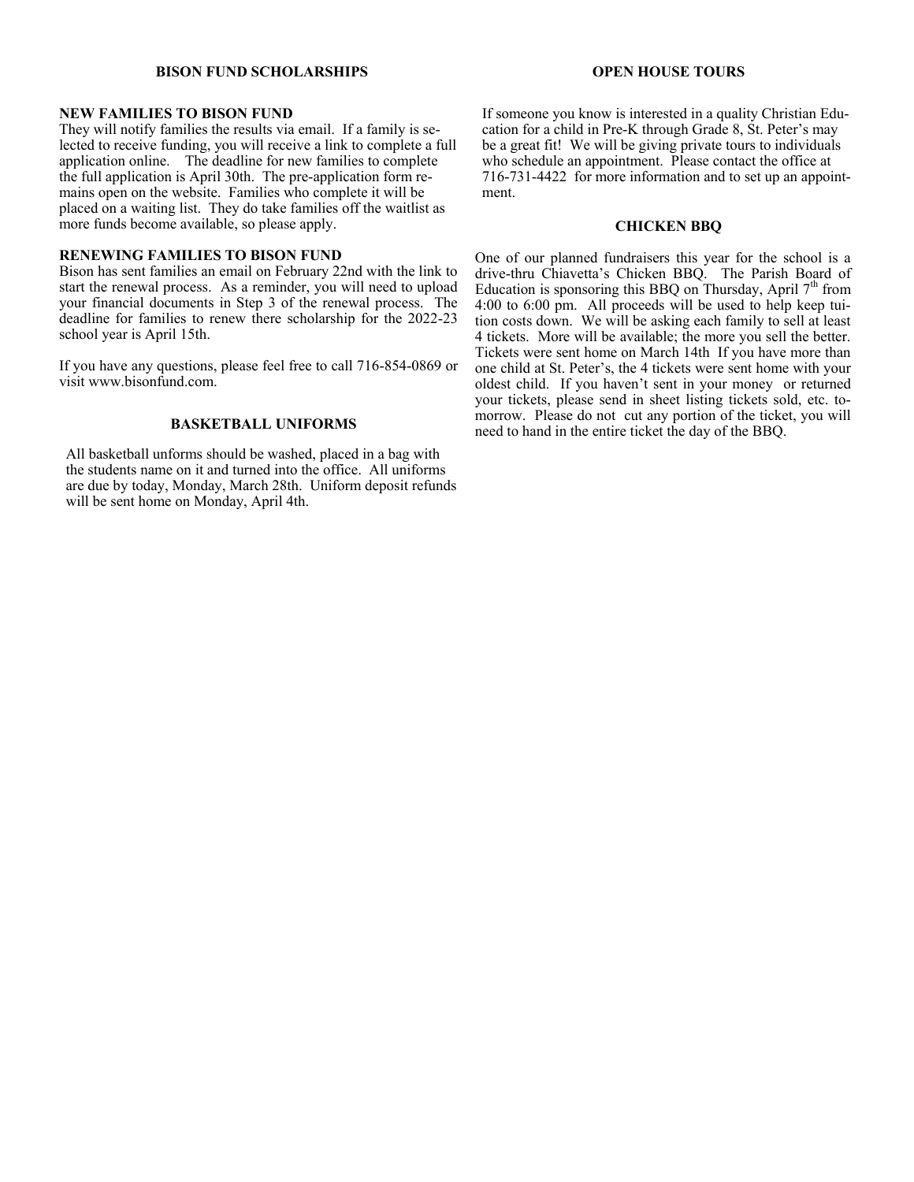## BISON FUND SCHOLARSHIPS

**NEW FAMILIES TO BISON FUND**

They will notify families the results via email. If a family is selected to receive funding, you will receive a link to complete a full application online. The deadline for new families to complete the full application is April 30th. The pre-application form remains open on the website. Families who complete it will be placed on a waiting list. They do take families off the waitlist as more funds become available, so please apply.

**RENEWING FAMILIES TO BISON FUND**

Bison has sent families an email on February 22nd with the link to start the renewal process. As a reminder, you will need to upload your financial documents in Step 3 of the renewal process. The deadline for families to renew there scholarship for the 2022-23 school year is April 15th.

If you have any questions, please feel free to call 716-854-0869 or visit www.bisonfund.com.

## BASKETBALL UNIFORMS

All basketball unforms should be washed, placed in a bag with the students name on it and turned into the office. All uniforms are due by today, Monday, March 28th. Uniform deposit refunds will be sent home on Monday, April 4th.

## OPEN HOUSE TOURS

If someone you know is interested in a quality Christian Education for a child in Pre-K through Grade 8, St. Peter's may be a great fit! We will be giving private tours to individuals who schedule an appointment. Please contact the office at 716-731-4422 for more information and to set up an appointment.

## CHICKEN BBQ

One of our planned fundraisers this year for the school is a drive-thru Chiavetta's Chicken BBQ. The Parish Board of Education is sponsoring this BBQ on Thursday, April 7th from 4:00 to 6:00 pm. All proceeds will be used to help keep tuition costs down. We will be asking each family to sell at least 4 tickets. More will be available; the more you sell the better. Tickets were sent home on March 14th If you have more than one child at St. Peter's, the 4 tickets were sent home with your oldest child. If you haven't sent in your money or returned your tickets, please send in sheet listing tickets sold, etc. tomorrow. Please do not cut any portion of the ticket, you will need to hand in the entire ticket the day of the BBQ.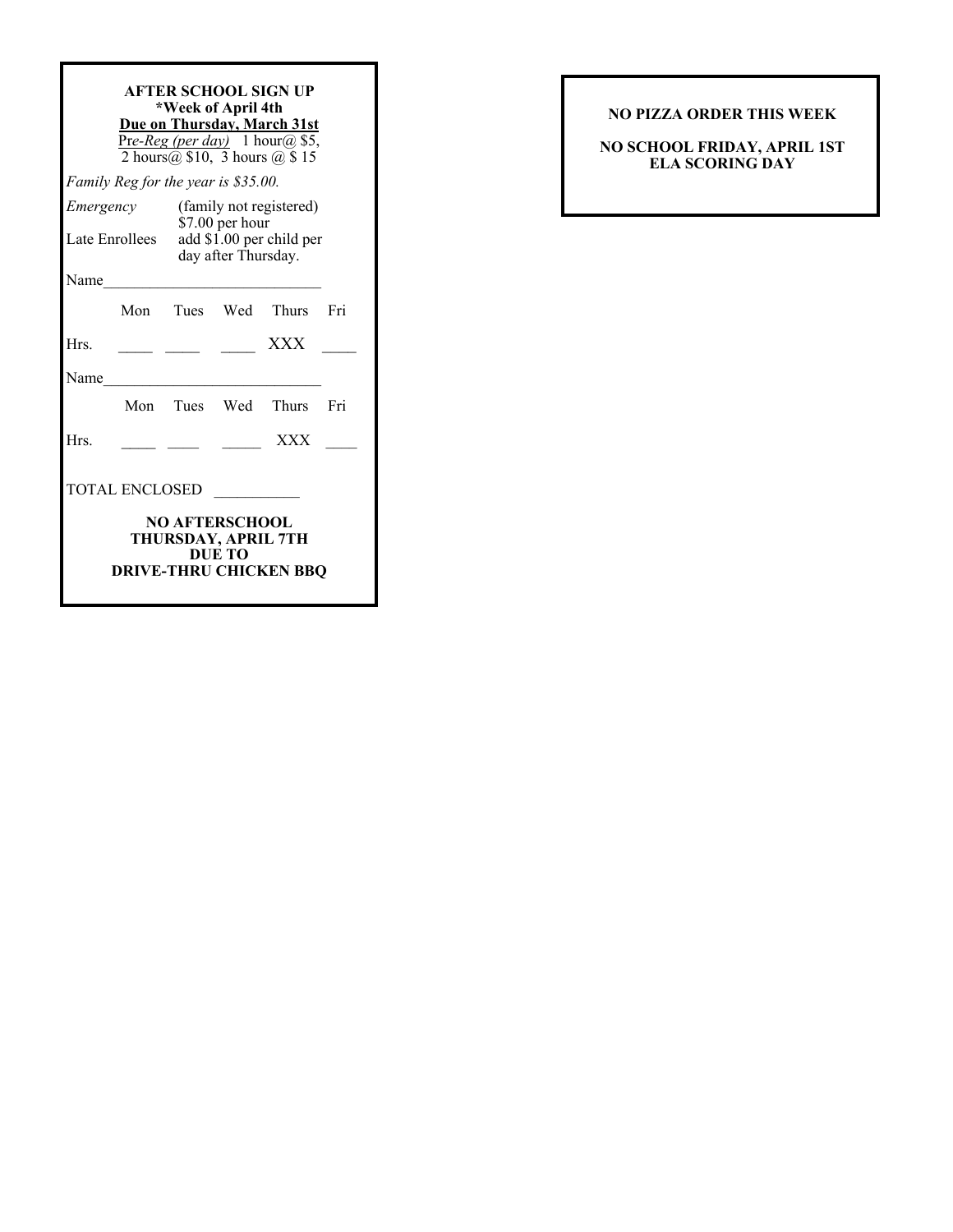**AFTER SCHOOL SIGN UP**
***Week of April 4th**
**Due on Thursday, March 31st**

*Pre-Reg (per day)* 1 hour@ \$5, 2 hours@ \$10, 3 hours @ \$ 15

*Family Reg for the year is \$35.00.*

*Emergency* (family not registered) \$7.00 per hour

Late Enrollees add \$1.00 per child per day after Thursday.

Name____________________________

|  | Mon | Tues | Wed | Thurs | Fri |
|---|---|---|---|---|---|
| Hrs. | ____ | ____ | ____ | XXX | ____ |

Name____________________________

|  | Mon | Tues | Wed | Thurs | Fri |
|---|---|---|---|---|---|
| Hrs. | ____ | ____ | _____ | XXX | ____ |

TOTAL ENCLOSED ___________

**NO AFTERSCHOOL THURSDAY, APRIL 7TH DUE TO DRIVE-THRU CHICKEN BBQ**

**NO PIZZA ORDER THIS WEEK**

**NO SCHOOL FRIDAY, APRIL 1ST ELA SCORING DAY**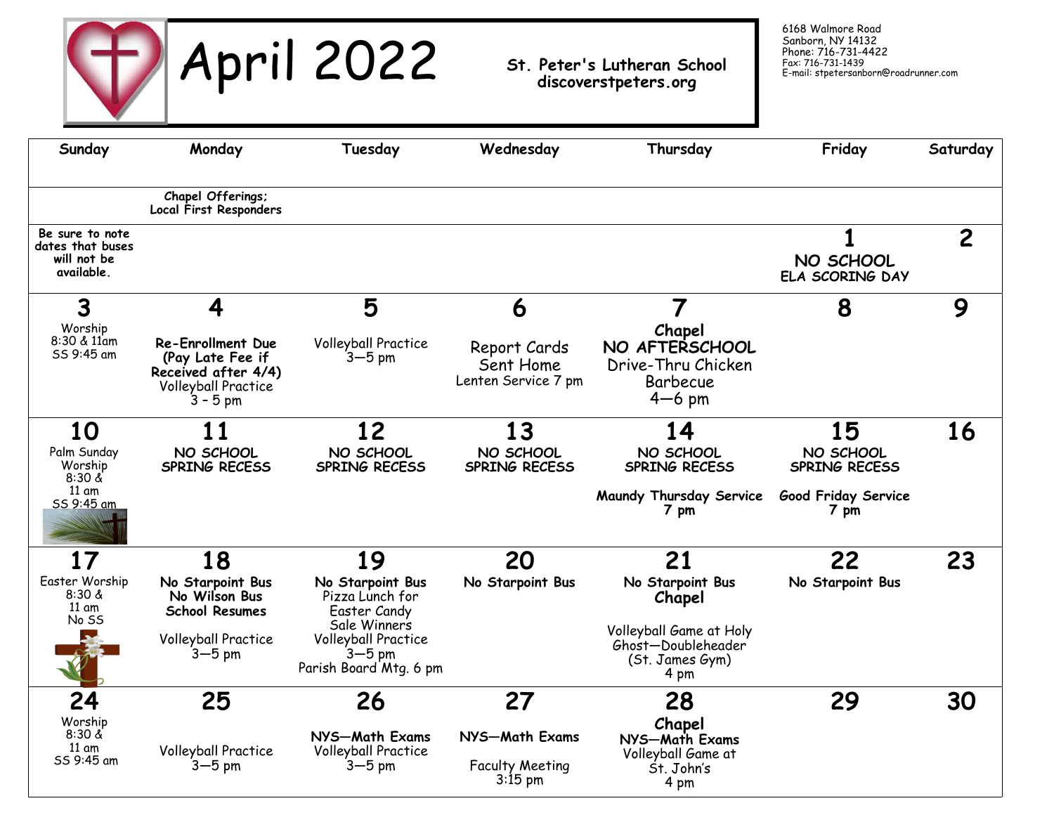# April 2022

**St. Peter's Lutheran School**
**discoverstpeters.org**

6168 Walmore Road
Sanborn, NY 14132
Phone: 716-731-4422
Fax: 716-731-1439
E-mail: stpetersanborn@roadrunner.com

| Sunday | Monday | Tuesday | Wednesday | Thursday | Friday | Saturday |
|---|---|---|---|---|---|---|
| | **Chapel Offerings; Local First Responders** | | | | | |
| **Be sure to note dates that buses will not be available.** | | | | | **1** NO SCHOOL ELA SCORING DAY | **2** |
| **3** Worship 8:30 & 11am SS 9:45 am | **4** **Re-Enrollment Due (Pay Late Fee if Received after 4/4)** Volleyball Practice 3 - 5 pm | **5** Volleyball Practice 3—5 pm | **6** Report Cards Sent Home Lenten Service 7 pm | **7** **Chapel** **NO AFTERSCHOOL** Drive-Thru Chicken Barbecue 4—6 pm | **8** | **9** |
| **10** Palm Sunday Worship 8:30 & 11 am SS 9:45 am | **11** NO SCHOOL SPRING RECESS | **12** NO SCHOOL SPRING RECESS | **13** NO SCHOOL SPRING RECESS | **14** NO SCHOOL SPRING RECESS **Maundy Thursday Service 7 pm** | **15** NO SCHOOL SPRING RECESS **Good Friday Service 7 pm** | **16** |
| **17** Easter Worship 8:30 & 11 am No SS | **18** **No Starpoint Bus** **No Wilson Bus** **School Resumes** Volleyball Practice 3—5 pm | **19** **No Starpoint Bus** Pizza Lunch for Easter Candy Sale Winners Volleyball Practice 3—5 pm Parish Board Mtg. 6 pm | **20** **No Starpoint Bus** | **21** **No Starpoint Bus** **Chapel** Volleyball Game at Holy Ghost—Doubleheader (St. James Gym) 4 pm | **22** **No Starpoint Bus** | **23** |
| **24** Worship 8:30 & 11 am SS 9:45 am | **25** Volleyball Practice 3—5 pm | **26** **NYS—Math Exams** Volleyball Practice 3—5 pm | **27** **NYS—Math Exams** Faculty Meeting 3:15 pm | **28** **Chapel** **NYS—Math Exams** Volleyball Game at St. John's 4 pm | **29** | **30** |